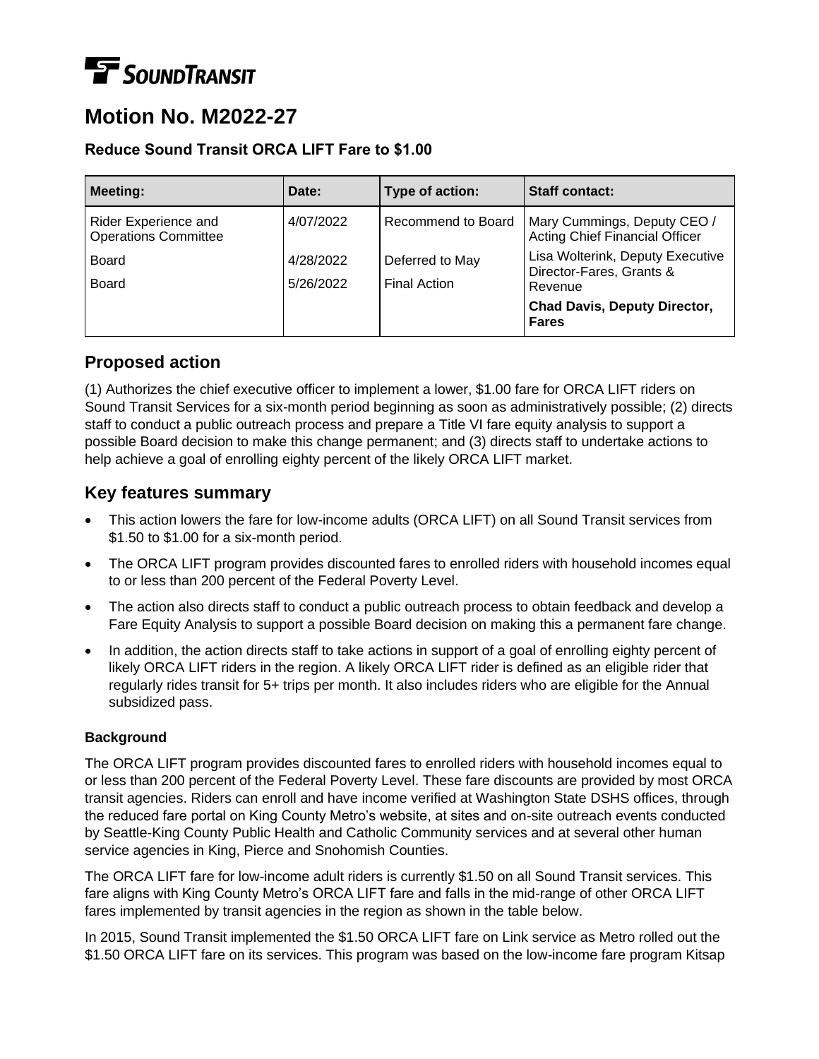SOUNDTRANSIT

# Motion No. M2022-27

### Reduce Sound Transit ORCA LIFT Fare to $1.00

| Meeting: | Date: | Type of action: | Staff contact: |
|---|---|---|---|
| Rider Experience and Operations Committee | 4/07/2022 | Recommend to Board | Mary Cummings, Deputy CEO / Acting Chief Financial Officer |
| Board | 4/28/2022 | Deferred to May | Lisa Wolterink, Deputy Executive Director-Fares, Grants & Revenue |
| Board | 5/26/2022 | Final Action | **Chad Davis, Deputy Director, Fares** |

## Proposed action

(1) Authorizes the chief executive officer to implement a lower, $1.00 fare for ORCA LIFT riders on Sound Transit Services for a six-month period beginning as soon as administratively possible; (2) directs staff to conduct a public outreach process and prepare a Title VI fare equity analysis to support a possible Board decision to make this change permanent; and (3) directs staff to undertake actions to help achieve a goal of enrolling eighty percent of the likely ORCA LIFT market.

## Key features summary

- This action lowers the fare for low-income adults (ORCA LIFT) on all Sound Transit services from $1.50 to $1.00 for a six-month period.
- The ORCA LIFT program provides discounted fares to enrolled riders with household incomes equal to or less than 200 percent of the Federal Poverty Level.
- The action also directs staff to conduct a public outreach process to obtain feedback and develop a Fare Equity Analysis to support a possible Board decision on making this a permanent fare change.
- In addition, the action directs staff to take actions in support of a goal of enrolling eighty percent of likely ORCA LIFT riders in the region. A likely ORCA LIFT rider is defined as an eligible rider that regularly rides transit for 5+ trips per month. It also includes riders who are eligible for the Annual subsidized pass.

#### Background

The ORCA LIFT program provides discounted fares to enrolled riders with household incomes equal to or less than 200 percent of the Federal Poverty Level. These fare discounts are provided by most ORCA transit agencies. Riders can enroll and have income verified at Washington State DSHS offices, through the reduced fare portal on King County Metro's website, at sites and on-site outreach events conducted by Seattle-King County Public Health and Catholic Community services and at several other human service agencies in King, Pierce and Snohomish Counties.

The ORCA LIFT fare for low-income adult riders is currently $1.50 on all Sound Transit services. This fare aligns with King County Metro's ORCA LIFT fare and falls in the mid-range of other ORCA LIFT fares implemented by transit agencies in the region as shown in the table below.

In 2015, Sound Transit implemented the $1.50 ORCA LIFT fare on Link service as Metro rolled out the $1.50 ORCA LIFT fare on its services. This program was based on the low-income fare program Kitsap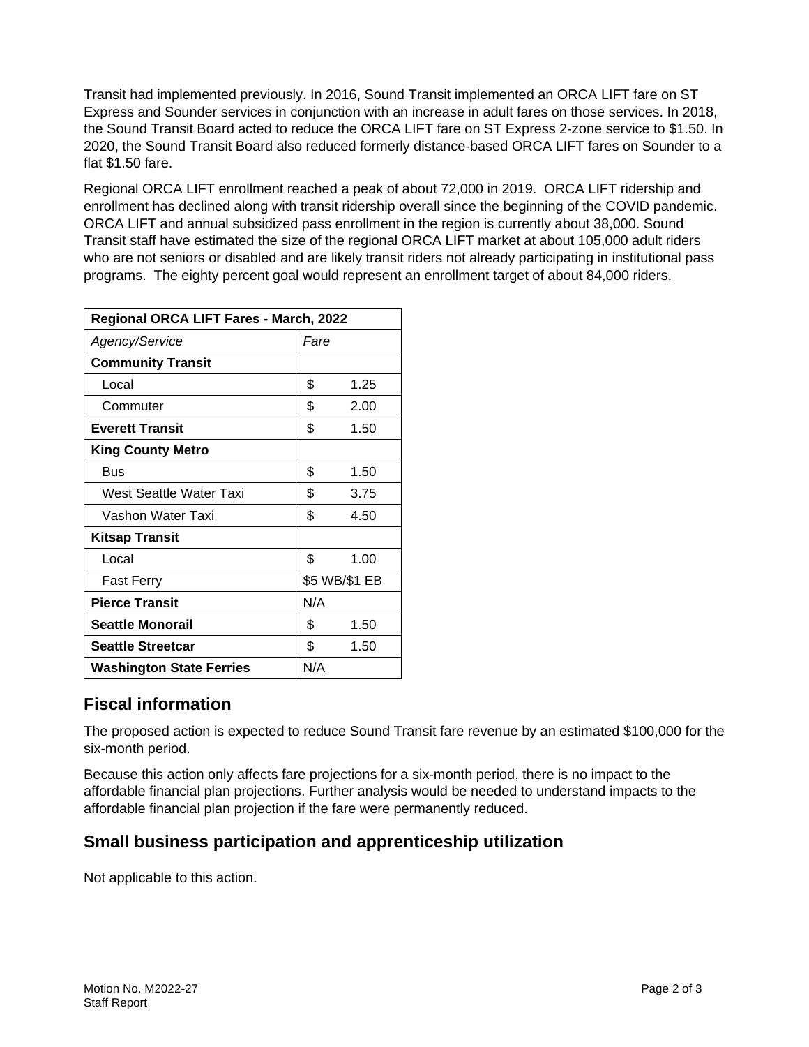Transit had implemented previously. In 2016, Sound Transit implemented an ORCA LIFT fare on ST Express and Sounder services in conjunction with an increase in adult fares on those services. In 2018, the Sound Transit Board acted to reduce the ORCA LIFT fare on ST Express 2-zone service to $1.50. In 2020, the Sound Transit Board also reduced formerly distance-based ORCA LIFT fares on Sounder to a flat $1.50 fare.

Regional ORCA LIFT enrollment reached a peak of about 72,000 in 2019. ORCA LIFT ridership and enrollment has declined along with transit ridership overall since the beginning of the COVID pandemic. ORCA LIFT and annual subsidized pass enrollment in the region is currently about 38,000. Sound Transit staff have estimated the size of the regional ORCA LIFT market at about 105,000 adult riders who are not seniors or disabled and are likely transit riders not already participating in institutional pass programs. The eighty percent goal would represent an enrollment target of about 84,000 riders.

| **Regional ORCA LIFT Fares - March, 2022** | |
|---|---|
| *Agency/Service* | *Fare* |
| **Community Transit** | |
| Local | $ 1.25 |
| Commuter | $ 2.00 |
| **Everett Transit** | $ 1.50 |
| **King County Metro** | |
| Bus | $ 1.50 |
| West Seattle Water Taxi | $ 3.75 |
| Vashon Water Taxi | $ 4.50 |
| **Kitsap Transit** | |
| Local | $ 1.00 |
| Fast Ferry | $5 WB/$1 EB |
| **Pierce Transit** | N/A |
| **Seattle Monorail** | $ 1.50 |
| **Seattle Streetcar** | $ 1.50 |
| **Washington State Ferries** | N/A |

## Fiscal information

The proposed action is expected to reduce Sound Transit fare revenue by an estimated $100,000 for the six-month period.

Because this action only affects fare projections for a six-month period, there is no impact to the affordable financial plan projections. Further analysis would be needed to understand impacts to the affordable financial plan projection if the fare were permanently reduced.

## Small business participation and apprenticeship utilization

Not applicable to this action.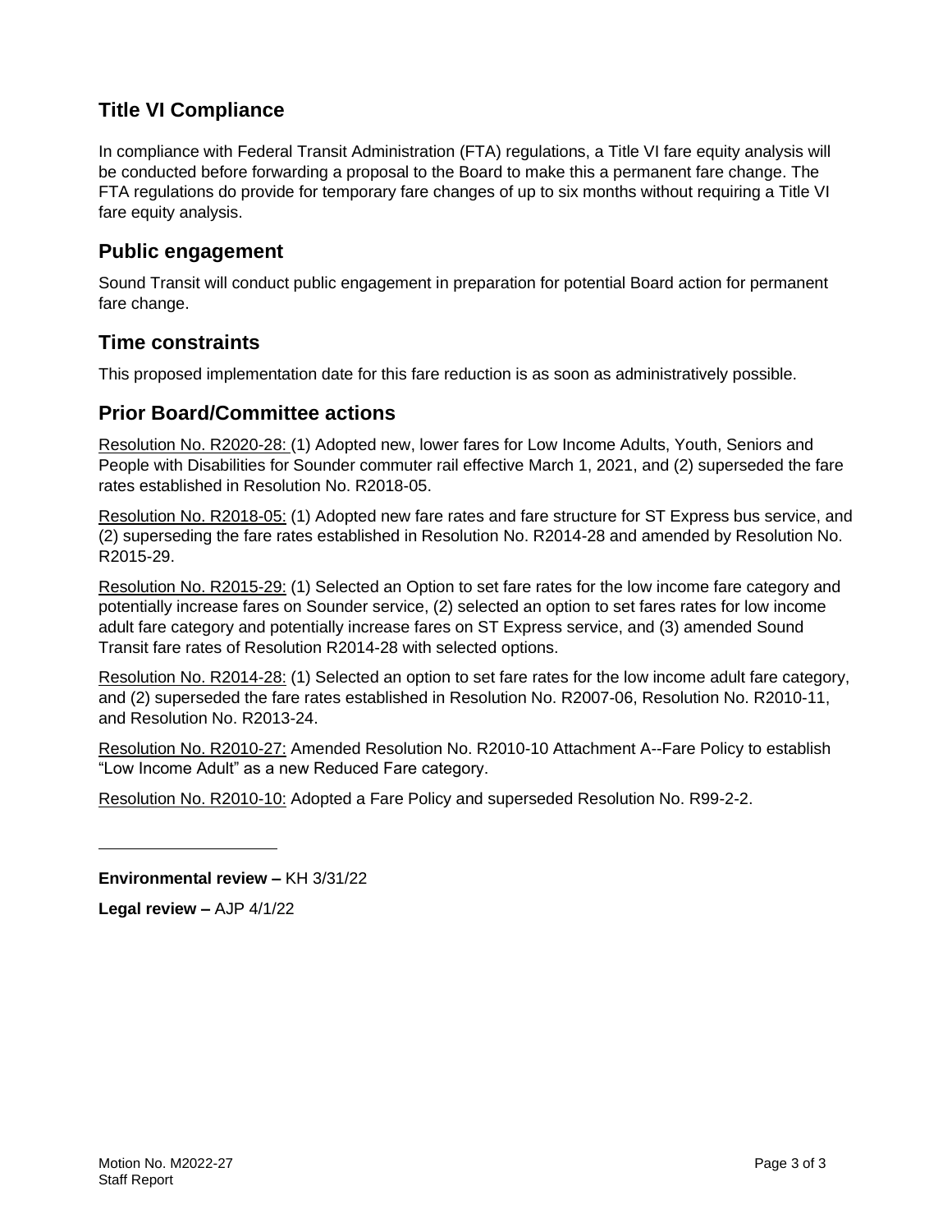## Title VI Compliance

In compliance with Federal Transit Administration (FTA) regulations, a Title VI fare equity analysis will be conducted before forwarding a proposal to the Board to make this a permanent fare change. The FTA regulations do provide for temporary fare changes of up to six months without requiring a Title VI fare equity analysis.

## Public engagement

Sound Transit will conduct public engagement in preparation for potential Board action for permanent fare change.

## Time constraints

This proposed implementation date for this fare reduction is as soon as administratively possible.

## Prior Board/Committee actions

Resolution No. R2020-28: (1) Adopted new, lower fares for Low Income Adults, Youth, Seniors and People with Disabilities for Sounder commuter rail effective March 1, 2021, and (2) superseded the fare rates established in Resolution No. R2018-05.

Resolution No. R2018-05: (1) Adopted new fare rates and fare structure for ST Express bus service, and (2) superseding the fare rates established in Resolution No. R2014-28 and amended by Resolution No. R2015-29.

Resolution No. R2015-29: (1) Selected an Option to set fare rates for the low income fare category and potentially increase fares on Sounder service, (2) selected an option to set fares rates for low income adult fare category and potentially increase fares on ST Express service, and (3) amended Sound Transit fare rates of Resolution R2014-28 with selected options.

Resolution No. R2014-28: (1) Selected an option to set fare rates for the low income adult fare category, and (2) superseded the fare rates established in Resolution No. R2007-06, Resolution No. R2010-11, and Resolution No. R2013-24.

Resolution No. R2010-27: Amended Resolution No. R2010-10 Attachment A--Fare Policy to establish "Low Income Adult" as a new Reduced Fare category.

Resolution No. R2010-10: Adopted a Fare Policy and superseded Resolution No. R99-2-2.

---

**Environmental review –** KH 3/31/22

**Legal review –** AJP 4/1/22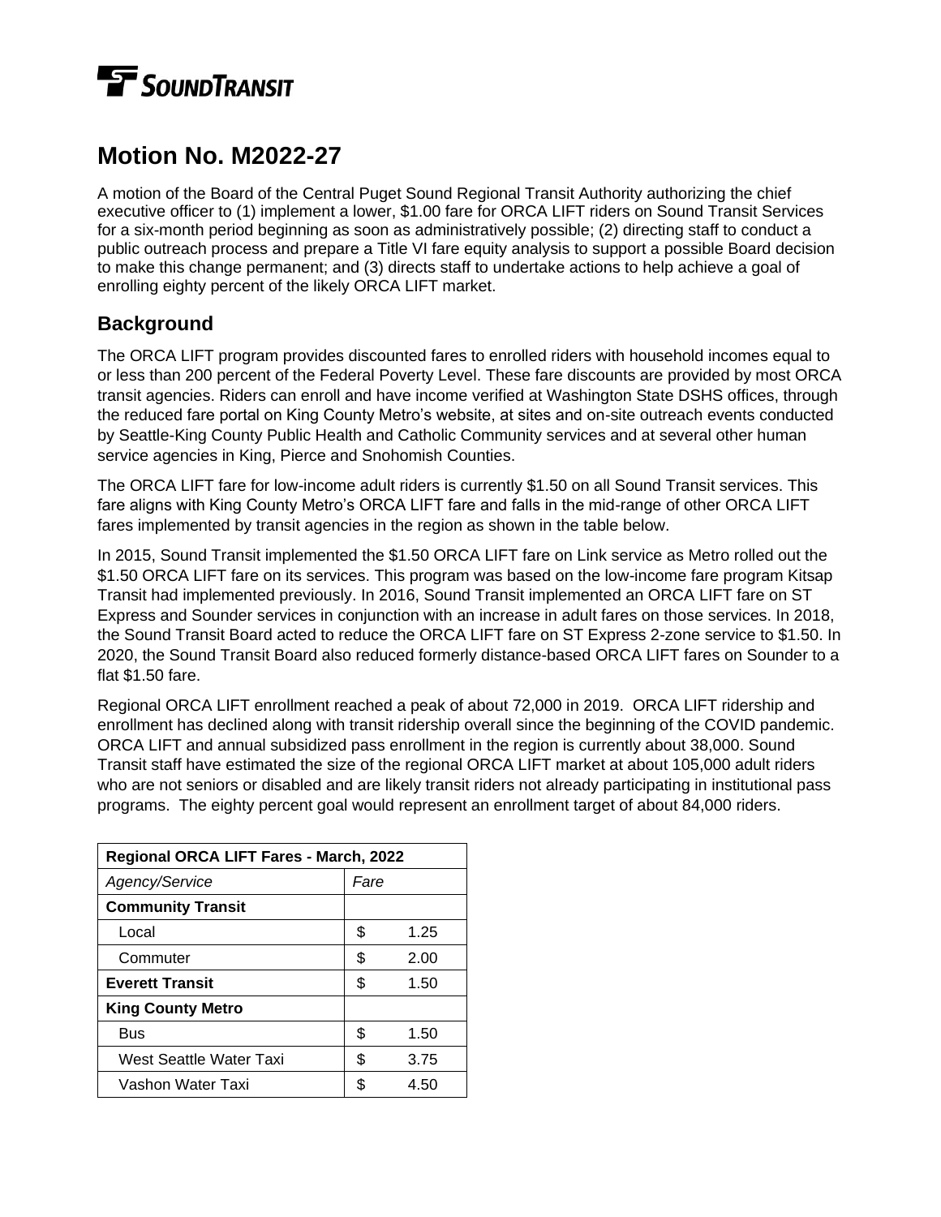# Motion No. M2022-27

A motion of the Board of the Central Puget Sound Regional Transit Authority authorizing the chief executive officer to (1) implement a lower, $1.00 fare for ORCA LIFT riders on Sound Transit Services for a six-month period beginning as soon as administratively possible; (2) directing staff to conduct a public outreach process and prepare a Title VI fare equity analysis to support a possible Board decision to make this change permanent; and (3) directs staff to undertake actions to help achieve a goal of enrolling eighty percent of the likely ORCA LIFT market.

## Background

The ORCA LIFT program provides discounted fares to enrolled riders with household incomes equal to or less than 200 percent of the Federal Poverty Level. These fare discounts are provided by most ORCA transit agencies. Riders can enroll and have income verified at Washington State DSHS offices, through the reduced fare portal on King County Metro's website, at sites and on-site outreach events conducted by Seattle-King County Public Health and Catholic Community services and at several other human service agencies in King, Pierce and Snohomish Counties.

The ORCA LIFT fare for low-income adult riders is currently $1.50 on all Sound Transit services. This fare aligns with King County Metro's ORCA LIFT fare and falls in the mid-range of other ORCA LIFT fares implemented by transit agencies in the region as shown in the table below.

In 2015, Sound Transit implemented the $1.50 ORCA LIFT fare on Link service as Metro rolled out the $1.50 ORCA LIFT fare on its services. This program was based on the low-income fare program Kitsap Transit had implemented previously. In 2016, Sound Transit implemented an ORCA LIFT fare on ST Express and Sounder services in conjunction with an increase in adult fares on those services. In 2018, the Sound Transit Board acted to reduce the ORCA LIFT fare on ST Express 2-zone service to $1.50. In 2020, the Sound Transit Board also reduced formerly distance-based ORCA LIFT fares on Sounder to a flat $1.50 fare.

Regional ORCA LIFT enrollment reached a peak of about 72,000 in 2019. ORCA LIFT ridership and enrollment has declined along with transit ridership overall since the beginning of the COVID pandemic. ORCA LIFT and annual subsidized pass enrollment in the region is currently about 38,000. Sound Transit staff have estimated the size of the regional ORCA LIFT market at about 105,000 adult riders who are not seniors or disabled and are likely transit riders not already participating in institutional pass programs. The eighty percent goal would represent an enrollment target of about 84,000 riders.

| **Regional ORCA LIFT Fares - March, 2022** | |
|---|---|
| *Agency/Service* | *Fare* |
| **Community Transit** | |
| Local | $ 1.25 |
| Commuter | $ 2.00 |
| **Everett Transit** | $ 1.50 |
| **King County Metro** | |
| Bus | $ 1.50 |
| West Seattle Water Taxi | $ 3.75 |
| Vashon Water Taxi | $ 4.50 |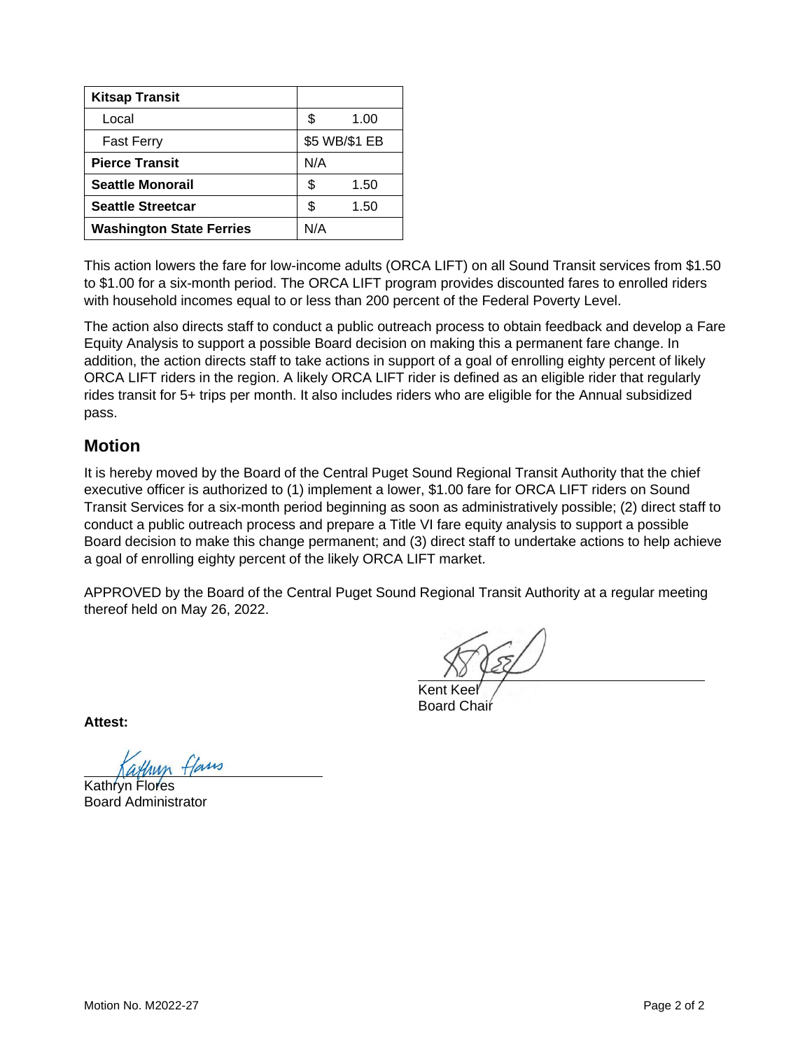| | |
|---|---|
| **Kitsap Transit** | |
| Local | $ 1.00 |
| Fast Ferry | $5 WB/$1 EB |
| **Pierce Transit** | N/A |
| **Seattle Monorail** | $ 1.50 |
| **Seattle Streetcar** | $ 1.50 |
| **Washington State Ferries** | N/A |

This action lowers the fare for low-income adults (ORCA LIFT) on all Sound Transit services from $1.50 to $1.00 for a six-month period. The ORCA LIFT program provides discounted fares to enrolled riders with household incomes equal to or less than 200 percent of the Federal Poverty Level.

The action also directs staff to conduct a public outreach process to obtain feedback and develop a Fare Equity Analysis to support a possible Board decision on making this a permanent fare change. In addition, the action directs staff to take actions in support of a goal of enrolling eighty percent of likely ORCA LIFT riders in the region. A likely ORCA LIFT rider is defined as an eligible rider that regularly rides transit for 5+ trips per month. It also includes riders who are eligible for the Annual subsidized pass.

## Motion

It is hereby moved by the Board of the Central Puget Sound Regional Transit Authority that the chief executive officer is authorized to (1) implement a lower, $1.00 fare for ORCA LIFT riders on Sound Transit Services for a six-month period beginning as soon as administratively possible; (2) direct staff to conduct a public outreach process and prepare a Title VI fare equity analysis to support a possible Board decision to make this change permanent; and (3) direct staff to undertake actions to help achieve a goal of enrolling eighty percent of the likely ORCA LIFT market.

APPROVED by the Board of the Central Puget Sound Regional Transit Authority at a regular meeting thereof held on May 26, 2022.

Kent Keel
Board Chair

**Attest:**

Kathryn Flores
Board Administrator

Motion No. M2022-27